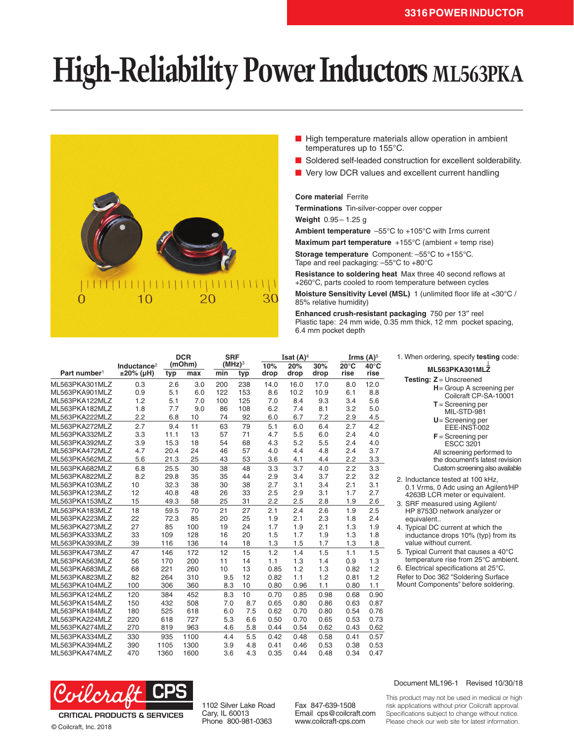3316 POWER INDUCTOR

# High-Reliability Power Inductors ML563PKA

- High temperature materials allow operation in ambient temperatures up to 155°C.
- Soldered self-leaded construction for excellent solderability.
- Very low DCR values and excellent current handling

**Core material** Ferrite

**Terminations** Tin-silver-copper over copper

**Weight** 0.95 – 1.25 g

**Ambient temperature** –55°C to +105°C with Irms current

**Maximum part temperature** +155°C (ambient + temp rise)

**Storage temperature** Component: –55°C to +155°C. Tape and reel packaging: –55°C to +80°C

**Resistance to soldering heat** Max three 40 second reflows at +260°C, parts cooled to room temperature between cycles

**Moisture Sensitivity Level (MSL)** 1 (unlimited floor life at <30°C / 85% relative humidity)

**Enhanced crush-resistant packaging** 750 per 13″ reel
Plastic tape: 24 mm wide, 0.35 mm thick, 12 mm pocket spacing, 6.4 mm pocket depth

| Part number[1] | Inductance[2] ±20% (µH) | DCR (mOhm) typ | DCR (mOhm) max | SRF (MHz)[3] min | SRF (MHz)[3] typ | Isat (A)[4] 10% drop | Isat (A)[4] 20% drop | Isat (A)[4] 30% drop | Irms (A)[5] 20°C rise | Irms (A)[5] 40°C rise |
|---|---|---|---|---|---|---|---|---|---|---|
| ML563PKA301MLZ | 0.3 | 2.6 | 3.0 | 200 | 238 | 14.0 | 16.0 | 17.0 | 8.0 | 12.0 |
| ML563PKA901MLZ | 0.9 | 5.1 | 6.0 | 122 | 153 | 8.6 | 10.2 | 10.9 | 6.1 | 8.8 |
| ML563PKA122MLZ | 1.2 | 5.1 | 7.0 | 100 | 125 | 7.0 | 8.4 | 9.3 | 3.4 | 5.6 |
| ML563PKA182MLZ | 1.8 | 7.7 | 9.0 | 86 | 108 | 6.2 | 7.4 | 8.1 | 3.2 | 5.0 |
| ML563PKA222MLZ | 2.2 | 6.8 | 10 | 74 | 92 | 6.0 | 6.7 | 7.2 | 2.9 | 4.5 |
| ML563PKA272MLZ | 2.7 | 9.4 | 11 | 63 | 79 | 5.1 | 6.0 | 6.4 | 2.7 | 4.2 |
| ML563PKA332MLZ | 3.3 | 11.1 | 13 | 57 | 71 | 4.7 | 5.5 | 6.0 | 2.4 | 4.0 |
| ML563PKA392MLZ | 3.9 | 15.3 | 18 | 54 | 68 | 4.3 | 5.2 | 5.5 | 2.4 | 4.0 |
| ML563PKA472MLZ | 4.7 | 20.4 | 24 | 46 | 57 | 4.0 | 4.4 | 4.8 | 2.4 | 3.7 |
| ML563PKA562MLZ | 5.6 | 21.3 | 25 | 43 | 53 | 3.6 | 4.1 | 4.4 | 2.2 | 3.3 |
| ML563PKA682MLZ | 6.8 | 25.5 | 30 | 38 | 48 | 3.3 | 3.7 | 4.0 | 2.2 | 3.3 |
| ML563PKA822MLZ | 8.2 | 29.8 | 35 | 35 | 44 | 2.9 | 3.4 | 3.7 | 2.2 | 3.2 |
| ML563PKA103MLZ | 10 | 32.3 | 38 | 30 | 38 | 2.7 | 3.1 | 3.4 | 2.1 | 3.1 |
| ML563PKA123MLZ | 12 | 40.8 | 48 | 26 | 33 | 2.5 | 2.9 | 3.1 | 1.7 | 2.7 |
| ML563PKA153MLZ | 15 | 49.3 | 58 | 25 | 31 | 2.2 | 2.5 | 2.8 | 1.9 | 2.6 |
| ML563PKA183MLZ | 18 | 59.5 | 70 | 21 | 27 | 2.1 | 2.4 | 2.6 | 1.9 | 2.5 |
| ML563PKA223MLZ | 22 | 72.3 | 85 | 20 | 25 | 1.9 | 2.1 | 2.3 | 1.8 | 2.4 |
| ML563PKA273MLZ | 27 | 85 | 100 | 19 | 24 | 1.7 | 1.9 | 2.1 | 1.3 | 1.9 |
| ML563PKA333MLZ | 33 | 109 | 128 | 16 | 20 | 1.5 | 1.7 | 1.9 | 1.3 | 1.8 |
| ML563PKA393MLZ | 39 | 116 | 136 | 14 | 18 | 1.3 | 1.5 | 1.7 | 1.3 | 1.8 |
| ML563PKA473MLZ | 47 | 146 | 172 | 12 | 15 | 1.2 | 1.4 | 1.5 | 1.1 | 1.5 |
| ML563PKA563MLZ | 56 | 170 | 200 | 11 | 14 | 1.1 | 1.3 | 1.4 | 0.9 | 1.3 |
| ML563PKA683MLZ | 68 | 221 | 260 | 10 | 13 | 0.85 | 1.2 | 1.3 | 0.82 | 1.2 |
| ML563PKA823MLZ | 82 | 264 | 310 | 9.5 | 12 | 0.82 | 1.1 | 1.2 | 0.81 | 1.2 |
| ML563PKA104MLZ | 100 | 306 | 360 | 8.3 | 10 | 0.80 | 0.96 | 1.1 | 0.80 | 1.1 |
| ML563PKA124MLZ | 120 | 384 | 452 | 8.3 | 10 | 0.70 | 0.85 | 0.98 | 0.68 | 0.90 |
| ML563PKA154MLZ | 150 | 432 | 508 | 7.0 | 8.7 | 0.65 | 0.80 | 0.86 | 0.63 | 0.87 |
| ML563PKA184MLZ | 180 | 525 | 618 | 6.0 | 7.5 | 0.62 | 0.70 | 0.80 | 0.54 | 0.76 |
| ML563PKA224MLZ | 220 | 618 | 727 | 5.3 | 6.6 | 0.50 | 0.70 | 0.65 | 0.53 | 0.73 |
| ML563PKA274MLZ | 270 | 819 | 963 | 4.6 | 5.8 | 0.44 | 0.54 | 0.62 | 0.43 | 0.62 |
| ML563PKA334MLZ | 330 | 935 | 1100 | 4.4 | 5.5 | 0.42 | 0.48 | 0.58 | 0.41 | 0.57 |
| ML563PKA394MLZ | 390 | 1105 | 1300 | 3.9 | 4.8 | 0.41 | 0.46 | 0.53 | 0.38 | 0.53 |
| ML563PKA474MLZ | 470 | 1360 | 1600 | 3.6 | 4.3 | 0.35 | 0.44 | 0.48 | 0.34 | 0.47 |

1. When ordering, specify **testing** code:

   **ML563PKA301MLZ**

   **Testing:** **Z** = Unscreened
   **H** = Group A screening per Coilcraft CP-SA-10001
   **T** = Screening per MIL-STD-981
   **U** = Screening per EEE-INST-002
   **F** = Screening per ESCC 3201
   All screening performed to the document's latest revision
   Custom screening also available
2. Inductance tested at 100 kHz, 0.1 Vrms, 0 Adc using an Agilent/HP 4263B LCR meter or equivalent.
3. SRF measured using Agilent/HP 8753D network analyzer or equivalent..
4. Typical DC current at which the inductance drops 10% (typ) from its value without current.
5. Typical Current that causes a 40°C temperature rise from 25°C ambient.
6. Electrical specifications at 25°C.

Refer to Doc 362 "Soldering Surface Mount Components" before soldering.

Document ML196-1 Revised 10/30/18

Coilcraft CPS
CRITICAL PRODUCTS & SERVICES
© Coilcraft, Inc. 2018

1102 Silver Lake Road
Cary, IL 60013
Phone 800-981-0363

Fax 847-639-1508
Email cps@coilcraft.com
www.coilcraft-cps.com

This product may not be used in medical or high risk applications without prior Coilcraft approval. Specifications subject to change without notice. Please check our web site for latest information.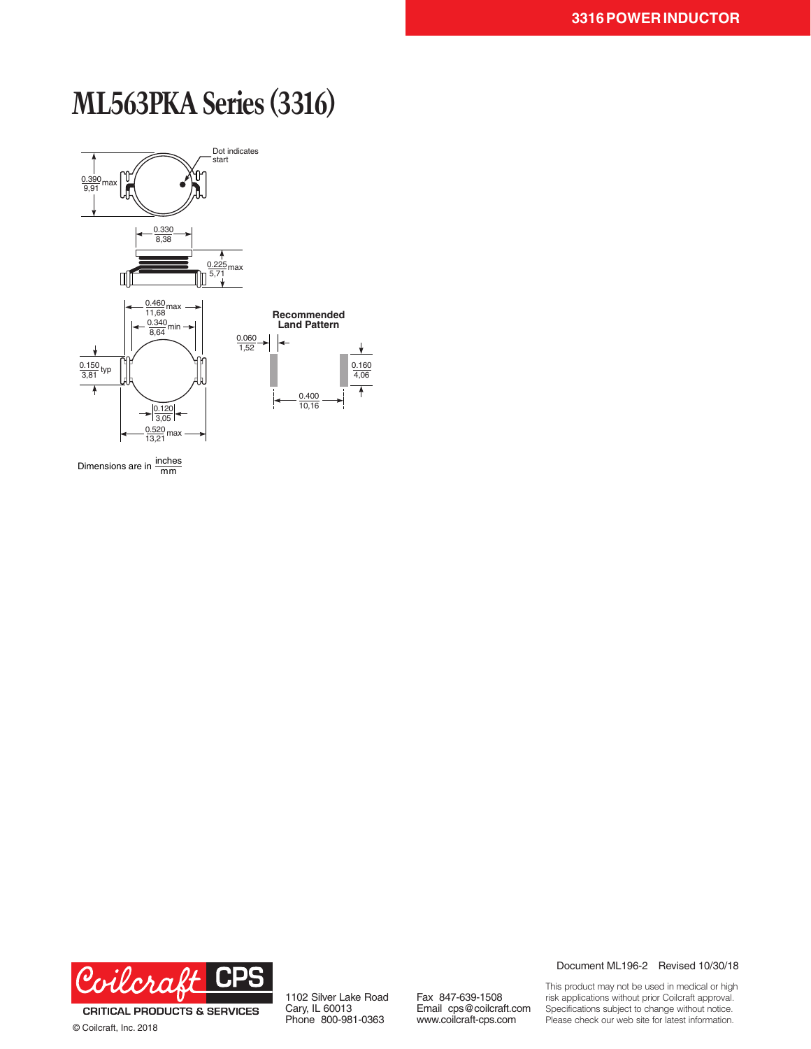# ML563PKA Series (3316)

Dot indicates start

0.390 / 9,91 max

0.330 / 8,38

0.225 / 5,71 max

0.460 / 11,68 max

0.340 / 8,64 min

0.150 / 3,81 typ

0.120 / 3,05

0.520 / 13,21 max

**Recommended Land Pattern**

0.060 / 1,52

0.160 / 4,06

0.400 / 10,16

Dimensions are in inches / mm

Document ML196-2 Revised 10/30/18

Coilcraft CPS
CRITICAL PRODUCTS & SERVICES

© Coilcraft, Inc. 2018

1102 Silver Lake Road
Cary, IL 60013
Phone 800-981-0363

Fax 847-639-1508
Email cps@coilcraft.com
www.coilcraft-cps.com

This product may not be used in medical or high risk applications without prior Coilcraft approval. Specifications subject to change without notice. Please check our web site for latest information.